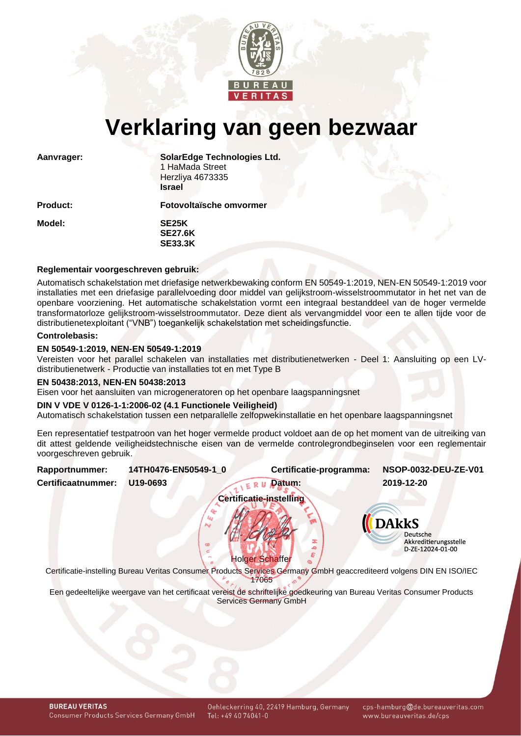# Verklaring van geen bezwaar

**Aanvrager:** **SolarEdge Technologies Ltd.**
1 HaMada Street
Herzliya 4673335
**Israel**

**Product:** **Fotovoltaïsche omvormer**

**Model:** **SE25K**
**SE27.6K**
**SE33.3K**

**Reglementair voorgeschreven gebruik:**

Automatisch schakelstation met driefasige netwerkbewaking conform EN 50549-1:2019, NEN-EN 50549-1:2019 voor installaties met een driefasige parallelvoeding door middel van gelijkstroom-wisselstroommutator in het net van de openbare voorziening. Het automatische schakelstation vormt een integraal bestanddeel van de hoger vermelde transformatorloze gelijkstroom-wisselstroommutator. Deze dient als vervangmiddel voor een te allen tijde voor de distributienetexploitant ("VNB") toegankelijk schakelstation met scheidingsfunctie.

**Controlebasis:**

**EN 50549-1:2019, NEN-EN 50549-1:2019**
Vereisten voor het parallel schakelen van installaties met distributienetwerken - Deel 1: Aansluiting op een LV-distributienetwerk - Productie van installaties tot en met Type B

**EN 50438:2013, NEN-EN 50438:2013**
Eisen voor het aansluiten van microgeneratoren op het openbare laagspanningsnet

**DIN V VDE V 0126-1-1:2006-02 (4.1 Functionele Veiligheid)**
Automatisch schakelstation tussen een netparallelle zelfopwekinstallatie en het openbare laagspanningsnet

Een representatief testpatroon van het hoger vermelde product voldoet aan de op het moment van de uitreiking van dit attest geldende veiligheidstechnische eisen van de vermelde controlegrondbeginselen voor een reglementair voorgeschreven gebruik.

**Rapportnummer:** **14TH0476-EN50549-1_0** | **Certificatie-programma:** **NSOP-0032-DEU-ZE-V01**

**Certificaatnummer:** **U19-0693** | **Datum:** **2019-12-20**

**Certificatie-instelling**

Holger Schaffer

DAkkS Deutsche Akkreditierungsstelle D-ZE-12024-01-00

Certificatie-instelling Bureau Veritas Consumer Products Services Germany GmbH geaccrediteerd volgens DIN EN ISO/IEC 17065

Een gedeeltelijke weergave van het certificaat vereist de schriftelijke goedkeuring van Bureau Veritas Consumer Products Services Germany GmbH

**BUREAU VERITAS**
Consumer Products Services Germany GmbH
Oehleckerring 40, 22419 Hamburg, Germany
Tel: +49 40 74041-0
cps-hamburg@de.bureauveritas.com
www.bureauveritas.de/cps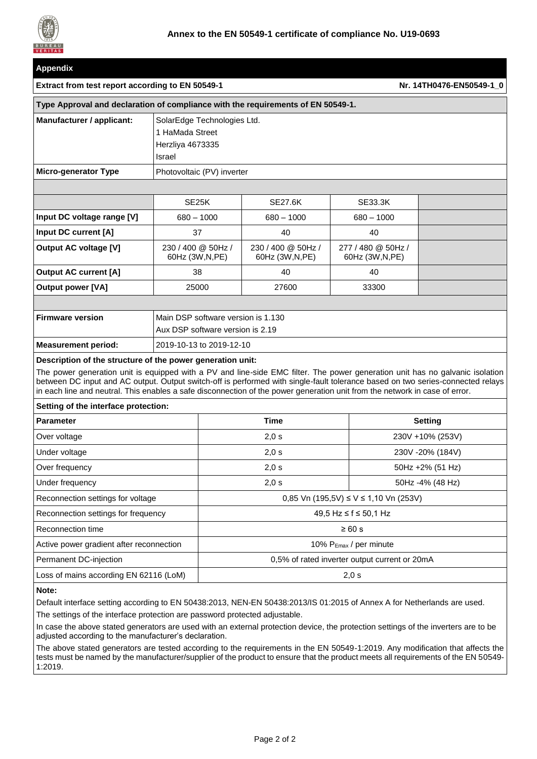**Annex to the EN 50549-1 certificate of compliance No. U19-0693**

## Appendix

**Extract from test report according to EN 50549-1** — **Nr. 14TH0476-EN50549-1_0**

**Type Approval and declaration of compliance with the requirements of EN 50549-1.**

| | |
|---|---|
| **Manufacturer / applicant:** | SolarEdge Technologies Ltd.<br>1 HaMada Street<br>Herzliya 4673335<br>Israel |
| **Micro-generator Type** | Photovoltaic (PV) inverter |

| | SE25K | SE27.6K | SE33.3K | |
|---|---|---|---|---|
| **Input DC voltage range [V]** | 680 – 1000 | 680 – 1000 | 680 – 1000 | |
| **Input DC current [A]** | 37 | 40 | 40 | |
| **Output AC voltage [V]** | 230 / 400 @ 50Hz / 60Hz (3W,N,PE) | 230 / 400 @ 50Hz / 60Hz (3W,N,PE) | 277 / 480 @ 50Hz / 60Hz (3W,N,PE) | |
| **Output AC current [A]** | 38 | 40 | 40 | |
| **Output power [VA]** | 25000 | 27600 | 33300 | |

| | |
|---|---|
| **Firmware version** | Main DSP software version is 1.130<br>Aux DSP software version is 2.19 |
| **Measurement period:** | 2019-10-13 to 2019-12-10 |

**Description of the structure of the power generation unit:**

The power generation unit is equipped with a PV and line-side EMC filter. The power generation unit has no galvanic isolation between DC input and AC output. Output switch-off is performed with single-fault tolerance based on two series-connected relays in each line and neutral. This enables a safe disconnection of the power generation unit from the network in case of error.

**Setting of the interface protection:**

| **Parameter** | **Time** | **Setting** |
|---|---|---|
| Over voltage | 2,0 s | 230V +10% (253V) |
| Under voltage | 2,0 s | 230V -20% (184V) |
| Over frequency | 2,0 s | 50Hz +2% (51 Hz) |
| Under frequency | 2,0 s | 50Hz -4% (48 Hz) |
| Reconnection settings for voltage | 0,85 Vn (195,5V) ≤ V ≤ 1,10 Vn (253V) | |
| Reconnection settings for frequency | 49,5 Hz ≤ f ≤ 50,1 Hz | |
| Reconnection time | ≥ 60 s | |
| Active power gradient after reconnection | 10% $P_{Emax}$ / per minute | |
| Permanent DC-injection | 0,5% of rated inverter output current or 20mA | |
| Loss of mains according EN 62116 (LoM) | 2,0 s | |

**Note:**

Default interface setting according to EN 50438:2013, NEN-EN 50438:2013/IS 01:2015 of Annex A for Netherlands are used.

The settings of the interface protection are password protected adjustable.

In case the above stated generators are used with an external protection device, the protection settings of the inverters are to be adjusted according to the manufacturer's declaration.

The above stated generators are tested according to the requirements in the EN 50549-1:2019. Any modification that affects the tests must be named by the manufacturer/supplier of the product to ensure that the product meets all requirements of the EN 50549-1:2019.